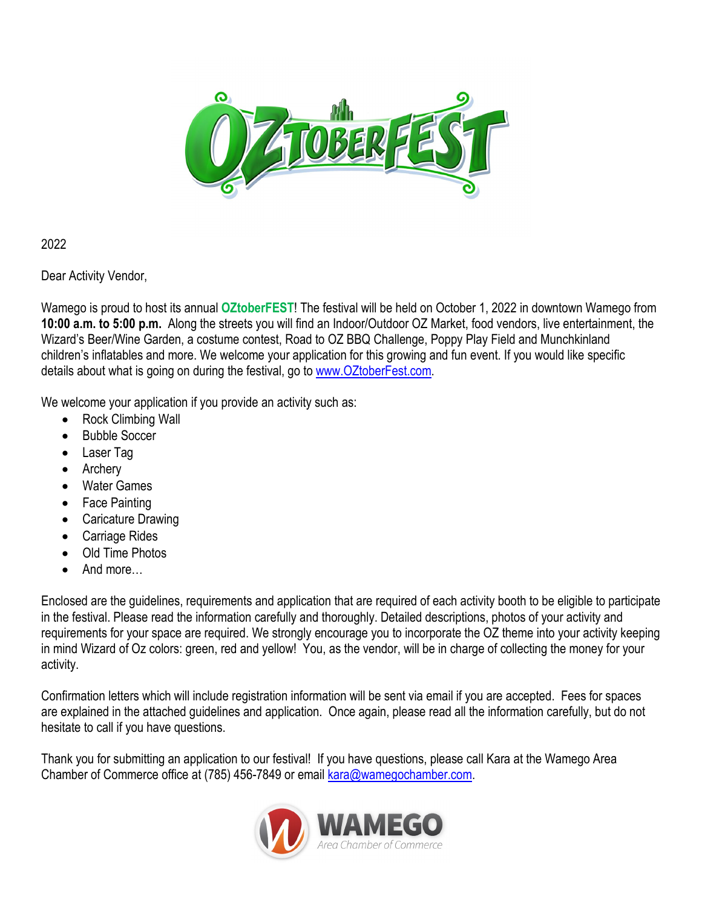2022

Dear Activity Vendor,

Wamego is proud to host its annual **OZtoberFEST**! The festival will be held on October 1, 2022 in downtown Wamego from **10:00 a.m. to 5:00 p.m.** Along the streets you will find an Indoor/Outdoor OZ Market, food vendors, live entertainment, the Wizard's Beer/Wine Garden, a costume contest, Road to OZ BBQ Challenge, Poppy Play Field and Munchkinland children's inflatables and more. We welcome your application for this growing and fun event. If you would like specific details about what is going on during the festival, go to www.OZtoberFest.com.

We welcome your application if you provide an activity such as:

- Rock Climbing Wall
- Bubble Soccer
- Laser Tag
- Archery
- Water Games
- Face Painting
- Caricature Drawing
- Carriage Rides
- Old Time Photos
- And more…

Enclosed are the guidelines, requirements and application that are required of each activity booth to be eligible to participate in the festival. Please read the information carefully and thoroughly. Detailed descriptions, photos of your activity and requirements for your space are required. We strongly encourage you to incorporate the OZ theme into your activity keeping in mind Wizard of Oz colors: green, red and yellow! You, as the vendor, will be in charge of collecting the money for your activity.

Confirmation letters which will include registration information will be sent via email if you are accepted. Fees for spaces are explained in the attached guidelines and application. Once again, please read all the information carefully, but do not hesitate to call if you have questions.

Thank you for submitting an application to our festival! If you have questions, please call Kara at the Wamego Area Chamber of Commerce office at (785) 456-7849 or email kara@wamegochamber.com.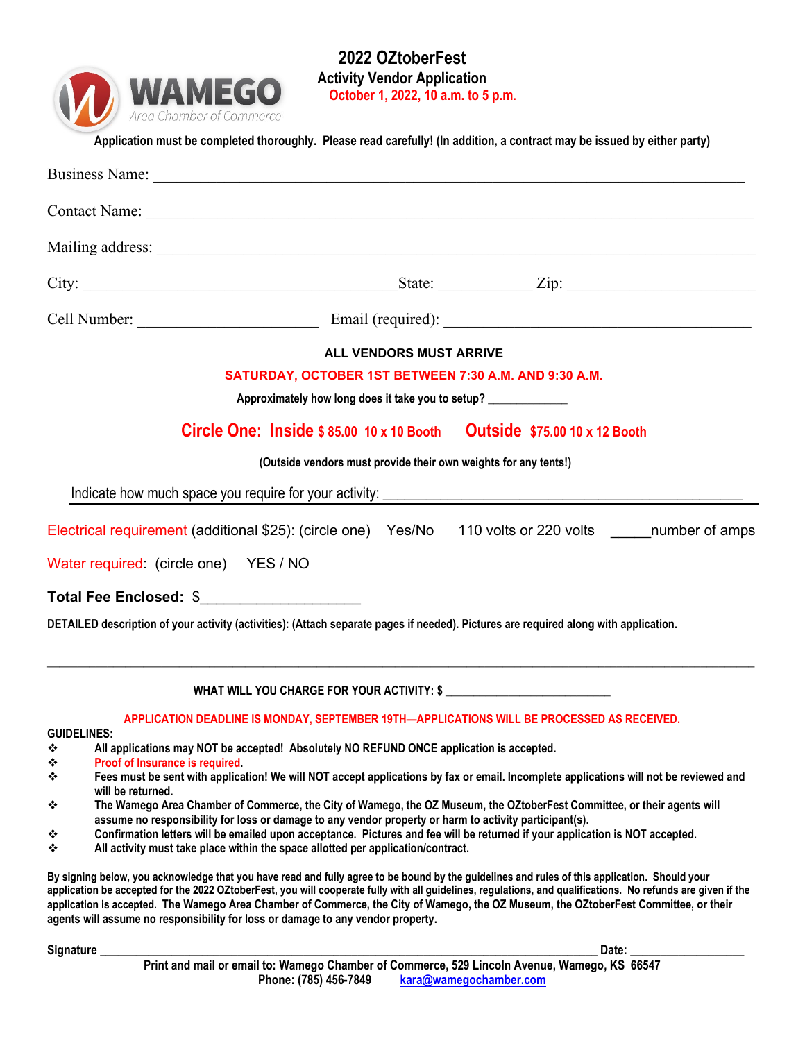WAMEGO
Area Chamber of Commerce

# 2022 OZtoberFest

## Activity Vendor Application

**October 1, 2022, 10 a.m. to 5 p.m.**

**Application must be completed thoroughly. Please read carefully! (In addition, a contract may be issued by either party)**

Business Name: ______________________________________________________________

Contact Name: ______________________________________________________________

Mailing address: ______________________________________________________________

City: ________________________________ State: ___________ Zip: ____________________

Cell Number: ____________________ Email (required): __________________________________

**ALL VENDORS MUST ARRIVE**

**SATURDAY, OCTOBER 1ST BETWEEN 7:30 A.M. AND 9:30 A.M.**

**Approximately how long does it take you to setup? ____________**

**Circle One: Inside $ 85.00 10 x 10 Booth Outside $75.00 10 x 12 Booth**

**(Outside vendors must provide their own weights for any tents!)**

Indicate how much space you require for your activity: ________________________________________

Electrical requirement (additional $25): (circle one) Yes/No 110 volts or 220 volts _____number of amps

Water required: (circle one) YES / NO

**Total Fee Enclosed: $____________________**

**DETAILED description of your activity (activities): (Attach separate pages if needed). Pictures are required along with application.**

______________________________________________________________________________________

**WHAT WILL YOU CHARGE FOR YOUR ACTIVITY: $ ________________________**

**APPLICATION DEADLINE IS MONDAY, SEPTEMBER 19TH—APPLICATIONS WILL BE PROCESSED AS RECEIVED.**

**GUIDELINES:**

- ❖ **All applications may NOT be accepted! Absolutely NO REFUND ONCE application is accepted.**
- ❖ **Proof of Insurance is required.**
- ❖ **Fees must be sent with application! We will NOT accept applications by fax or email. Incomplete applications will not be reviewed and will be returned.**
- ❖ **The Wamego Area Chamber of Commerce, the City of Wamego, the OZ Museum, the OZtoberFest Committee, or their agents will assume no responsibility for loss or damage to any vendor property or harm to activity participant(s).**
- ❖ **Confirmation letters will be emailed upon acceptance. Pictures and fee will be returned if your application is NOT accepted.**
- ❖ **All activity must take place within the space allotted per application/contract.**

**By signing below, you acknowledge that you have read and fully agree to be bound by the guidelines and rules of this application. Should your application be accepted for the 2022 OZtoberFest, you will cooperate fully with all guidelines, regulations, and qualifications. No refunds are given if the application is accepted. The Wamego Area Chamber of Commerce, the City of Wamego, the OZ Museum, the OZtoberFest Committee, or their agents will assume no responsibility for loss or damage to any vendor property.**

**Signature** ____________________________________________________________ **Date:** ________________

**Print and mail or email to: Wamego Chamber of Commerce, 529 Lincoln Avenue, Wamego, KS 66547**
**Phone: (785) 456-7849** kara@wamegochamber.com